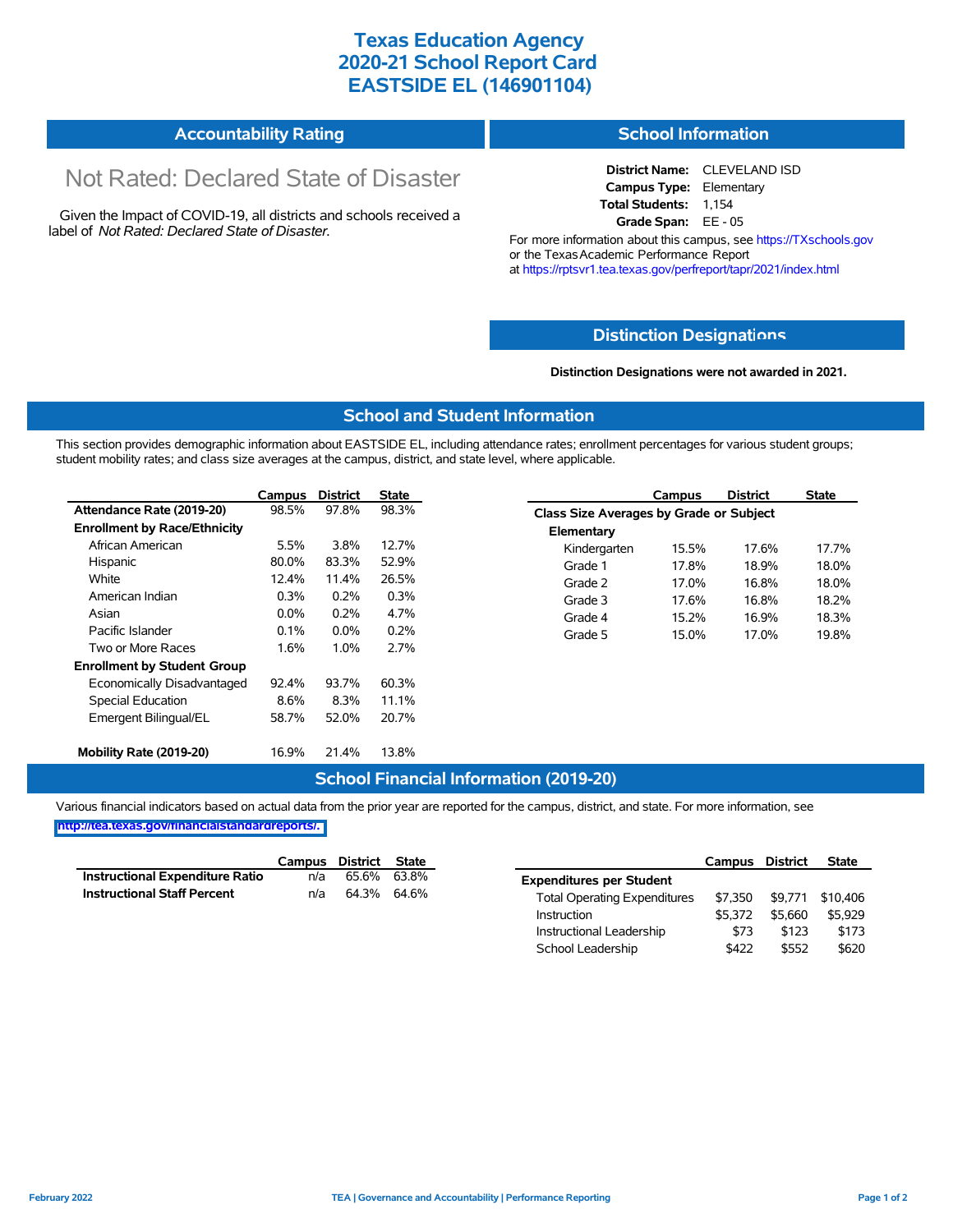# Texas Education Agency
# 2020-21 School Report Card
# EASTSIDE EL (146901104)

## Accountability Rating

Not Rated: Declared State of Disaster

Given the Impact of COVID-19, all districts and schools received a label of *Not Rated: Declared State of Disaster*.

## School Information

**District Name:** CLEVELAND ISD
**Campus Type:** Elementary
**Total Students:** 1,154
**Grade Span:** EE - 05

For more information about this campus, see https://TXschools.gov or the Texas Academic Performance Report at https://rptsvr1.tea.texas.gov/perfreport/tapr/2021/index.html

## Distinction Designations

**Distinction Designations were not awarded in 2021.**

## School and Student Information

This section provides demographic information about EASTSIDE EL, including attendance rates; enrollment percentages for various student groups; student mobility rates; and class size averages at the campus, district, and state level, where applicable.

| | Campus | District | State |
|---|---|---|---|
| **Attendance Rate (2019-20)** | 98.5% | 97.8% | 98.3% |
| **Enrollment by Race/Ethnicity** | | | |
| African American | 5.5% | 3.8% | 12.7% |
| Hispanic | 80.0% | 83.3% | 52.9% |
| White | 12.4% | 11.4% | 26.5% |
| American Indian | 0.3% | 0.2% | 0.3% |
| Asian | 0.0% | 0.2% | 4.7% |
| Pacific Islander | 0.1% | 0.0% | 0.2% |
| Two or More Races | 1.6% | 1.0% | 2.7% |
| **Enrollment by Student Group** | | | |
| Economically Disadvantaged | 92.4% | 93.7% | 60.3% |
| Special Education | 8.6% | 8.3% | 11.1% |
| Emergent Bilingual/EL | 58.7% | 52.0% | 20.7% |
| **Mobility Rate (2019-20)** | 16.9% | 21.4% | 13.8% |

| | Campus | District | State |
|---|---|---|---|
| **Class Size Averages by Grade or Subject** | | | |
| **Elementary** | | | |
| Kindergarten | 15.5% | 17.6% | 17.7% |
| Grade 1 | 17.8% | 18.9% | 18.0% |
| Grade 2 | 17.0% | 16.8% | 18.0% |
| Grade 3 | 17.6% | 16.8% | 18.2% |
| Grade 4 | 15.2% | 16.9% | 18.3% |
| Grade 5 | 15.0% | 17.0% | 19.8% |

## School Financial Information (2019-20)

Various financial indicators based on actual data from the prior year are reported for the campus, district, and state. For more information, see http://tea.texas.gov/financialstandardreports/.

| | Campus | District | State |
|---|---|---|---|
| **Instructional Expenditure Ratio** | n/a | 65.6% | 63.8% |
| **Instructional Staff Percent** | n/a | 64.3% | 64.6% |

| | Campus | District | State |
|---|---|---|---|
| **Expenditures per Student** | | | |
| Total Operating Expenditures | $7,350 | $9,771 | $10,406 |
| Instruction | $5,372 | $5,660 | $5,929 |
| Instructional Leadership | $73 | $123 | $173 |
| School Leadership | $422 | $552 | $620 |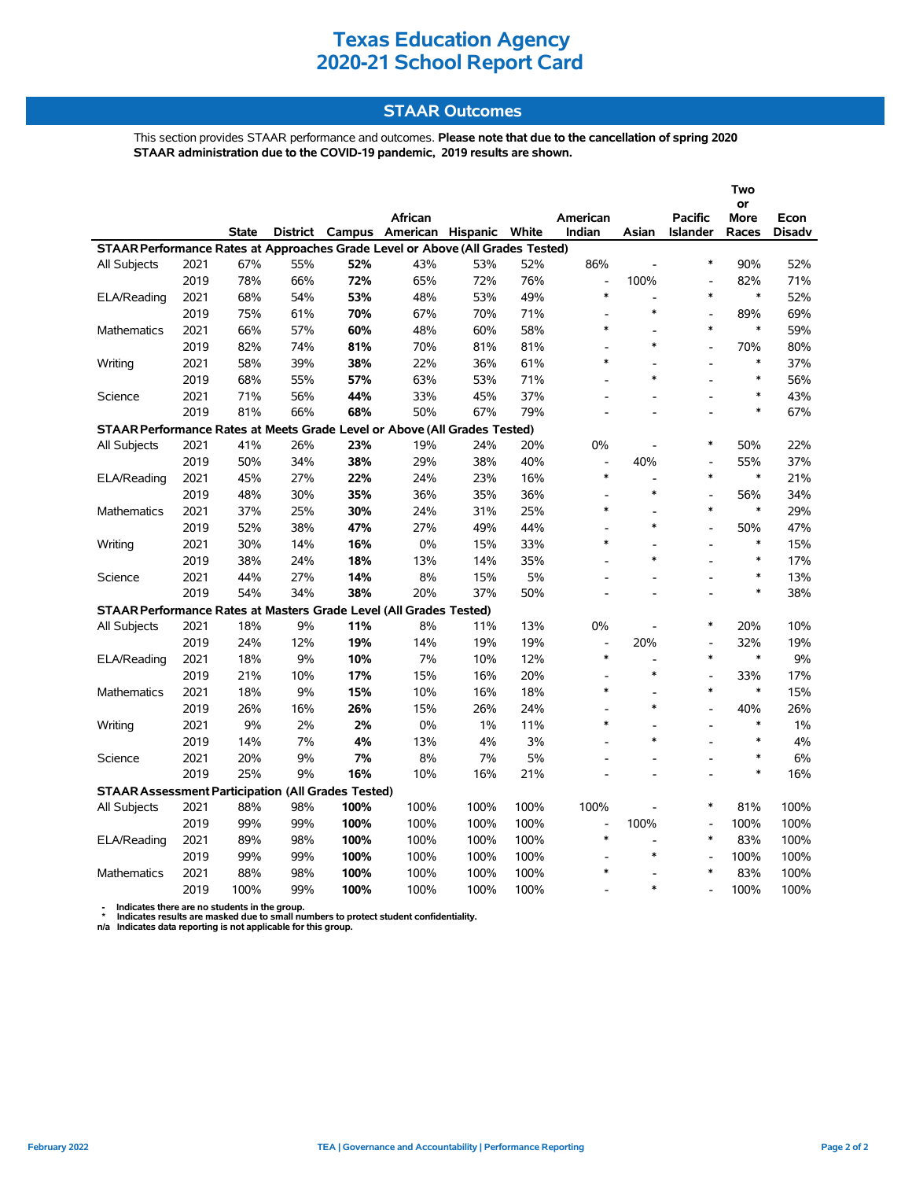# Texas Education Agency
# 2020-21 School Report Card

## STAAR Outcomes

This section provides STAAR performance and outcomes. **Please note that due to the cancellation of spring 2020 STAAR administration due to the COVID-19 pandemic, 2019 results are shown.**

| | | State | District | Campus | African American | Hispanic | White | American Indian | Asian | Pacific Islander | Two or More Races | Econ Disadv |
|---|---|---|---|---|---|---|---|---|---|---|---|---|
| **STAAR Performance Rates at Approaches Grade Level or Above (All Grades Tested)** | | | | | | | | | | | | |
| All Subjects | 2021 | 67% | 55% | **52%** | 43% | 53% | 52% | 86% | - | * | 90% | 52% |
| | 2019 | 78% | 66% | **72%** | 65% | 72% | 76% | - | 100% | - | 82% | 71% |
| ELA/Reading | 2021 | 68% | 54% | **53%** | 48% | 53% | 49% | * | - | * | * | 52% |
| | 2019 | 75% | 61% | **70%** | 67% | 70% | 71% | - | * | - | 89% | 69% |
| Mathematics | 2021 | 66% | 57% | **60%** | 48% | 60% | 58% | * | - | * | * | 59% |
| | 2019 | 82% | 74% | **81%** | 70% | 81% | 81% | - | * | - | 70% | 80% |
| Writing | 2021 | 58% | 39% | **38%** | 22% | 36% | 61% | * | - | - | * | 37% |
| | 2019 | 68% | 55% | **57%** | 63% | 53% | 71% | - | * | - | * | 56% |
| Science | 2021 | 71% | 56% | **44%** | 33% | 45% | 37% | - | - | - | * | 43% |
| | 2019 | 81% | 66% | **68%** | 50% | 67% | 79% | - | - | - | * | 67% |
| **STAAR Performance Rates at Meets Grade Level or Above (All Grades Tested)** | | | | | | | | | | | | |
| All Subjects | 2021 | 41% | 26% | **23%** | 19% | 24% | 20% | 0% | - | * | 50% | 22% |
| | 2019 | 50% | 34% | **38%** | 29% | 38% | 40% | - | 40% | - | 55% | 37% |
| ELA/Reading | 2021 | 45% | 27% | **22%** | 24% | 23% | 16% | * | - | * | * | 21% |
| | 2019 | 48% | 30% | **35%** | 36% | 35% | 36% | - | * | - | 56% | 34% |
| Mathematics | 2021 | 37% | 25% | **30%** | 24% | 31% | 25% | * | - | * | * | 29% |
| | 2019 | 52% | 38% | **47%** | 27% | 49% | 44% | - | * | - | 50% | 47% |
| Writing | 2021 | 30% | 14% | **16%** | 0% | 15% | 33% | * | - | - | * | 15% |
| | 2019 | 38% | 24% | **18%** | 13% | 14% | 35% | - | * | - | * | 17% |
| Science | 2021 | 44% | 27% | **14%** | 8% | 15% | 5% | - | - | - | * | 13% |
| | 2019 | 54% | 34% | **38%** | 20% | 37% | 50% | - | - | - | * | 38% |
| **STAAR Performance Rates at Masters Grade Level (All Grades Tested)** | | | | | | | | | | | | |
| All Subjects | 2021 | 18% | 9% | **11%** | 8% | 11% | 13% | 0% | - | * | 20% | 10% |
| | 2019 | 24% | 12% | **19%** | 14% | 19% | 19% | - | 20% | - | 32% | 19% |
| ELA/Reading | 2021 | 18% | 9% | **10%** | 7% | 10% | 12% | * | - | * | * | 9% |
| | 2019 | 21% | 10% | **17%** | 15% | 16% | 20% | - | * | - | 33% | 17% |
| Mathematics | 2021 | 18% | 9% | **15%** | 10% | 16% | 18% | * | - | * | * | 15% |
| | 2019 | 26% | 16% | **26%** | 15% | 26% | 24% | - | * | - | 40% | 26% |
| Writing | 2021 | 9% | 2% | **2%** | 0% | 1% | 11% | * | - | - | * | 1% |
| | 2019 | 14% | 7% | **4%** | 13% | 4% | 3% | - | * | - | * | 4% |
| Science | 2021 | 20% | 9% | **7%** | 8% | 7% | 5% | - | - | - | * | 6% |
| | 2019 | 25% | 9% | **16%** | 10% | 16% | 21% | - | - | - | * | 16% |
| **STAAR Assessment Participation (All Grades Tested)** | | | | | | | | | | | | |
| All Subjects | 2021 | 88% | 98% | **100%** | 100% | 100% | 100% | 100% | - | * | 81% | 100% |
| | 2019 | 99% | 99% | **100%** | 100% | 100% | 100% | - | 100% | - | 100% | 100% |
| ELA/Reading | 2021 | 89% | 98% | **100%** | 100% | 100% | 100% | * | - | * | 83% | 100% |
| | 2019 | 99% | 99% | **100%** | 100% | 100% | 100% | - | * | - | 100% | 100% |
| Mathematics | 2021 | 88% | 98% | **100%** | 100% | 100% | 100% | * | - | * | 83% | 100% |
| | 2019 | 100% | 99% | **100%** | 100% | 100% | 100% | - | * | - | 100% | 100% |

**-** Indicates there are no students in the group.
**\*** Indicates results are masked due to small numbers to protect student confidentiality.
**n/a** Indicates data reporting is not applicable for this group.